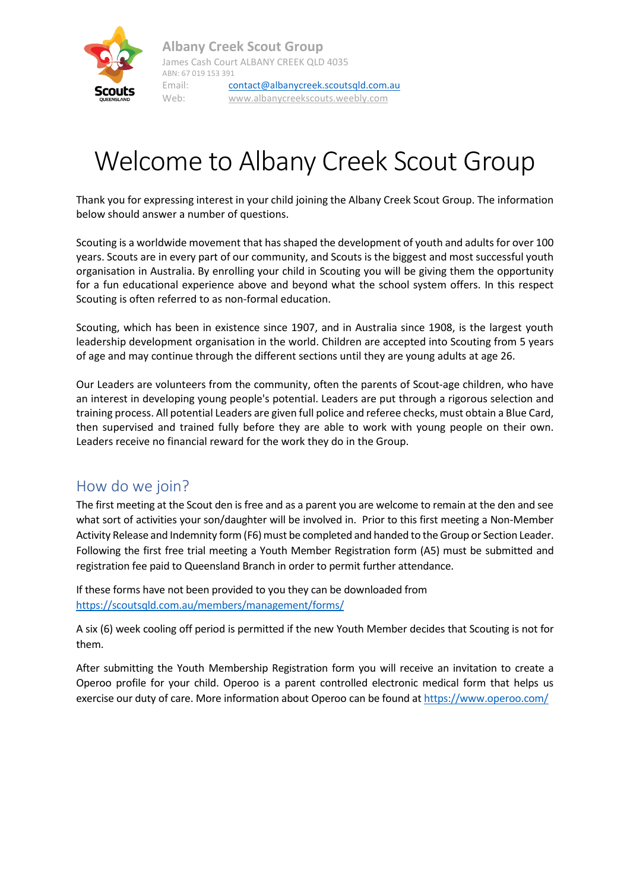**Albany Creek Scout Group**
James Cash Court ALBANY CREEK QLD 4035
ABN: 67 019 153 391
Email: contact@albanycreek.scoutsqld.com.au
Web: www.albanycreekscouts.weebly.com

# Welcome to Albany Creek Scout Group

Thank you for expressing interest in your child joining the Albany Creek Scout Group. The information below should answer a number of questions.

Scouting is a worldwide movement that has shaped the development of youth and adults for over 100 years. Scouts are in every part of our community, and Scouts is the biggest and most successful youth organisation in Australia. By enrolling your child in Scouting you will be giving them the opportunity for a fun educational experience above and beyond what the school system offers. In this respect Scouting is often referred to as non-formal education.

Scouting, which has been in existence since 1907, and in Australia since 1908, is the largest youth leadership development organisation in the world. Children are accepted into Scouting from 5 years of age and may continue through the different sections until they are young adults at age 26.

Our Leaders are volunteers from the community, often the parents of Scout-age children, who have an interest in developing young people's potential. Leaders are put through a rigorous selection and training process. All potential Leaders are given full police and referee checks, must obtain a Blue Card, then supervised and trained fully before they are able to work with young people on their own. Leaders receive no financial reward for the work they do in the Group.

## How do we join?

The first meeting at the Scout den is free and as a parent you are welcome to remain at the den and see what sort of activities your son/daughter will be involved in. Prior to this first meeting a Non-Member Activity Release and Indemnity form (F6) must be completed and handed to the Group or Section Leader. Following the first free trial meeting a Youth Member Registration form (A5) must be submitted and registration fee paid to Queensland Branch in order to permit further attendance.

If these forms have not been provided to you they can be downloaded from https://scoutsqld.com.au/members/management/forms/

A six (6) week cooling off period is permitted if the new Youth Member decides that Scouting is not for them.

After submitting the Youth Membership Registration form you will receive an invitation to create a Operoo profile for your child. Operoo is a parent controlled electronic medical form that helps us exercise our duty of care. More information about Operoo can be found at https://www.operoo.com/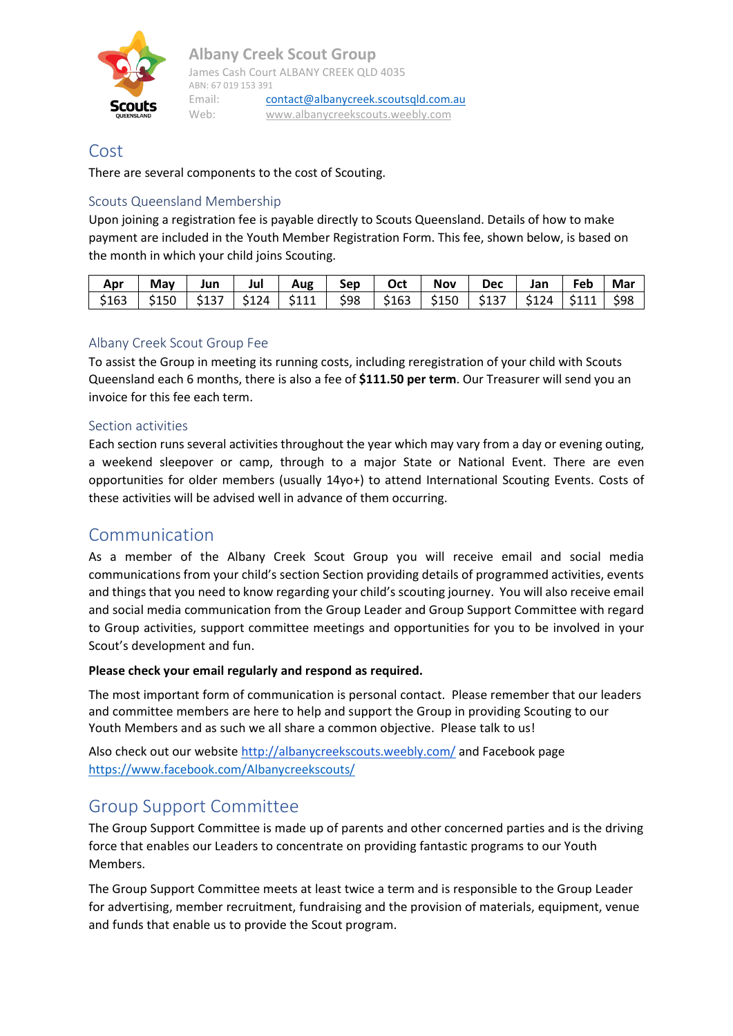**Albany Creek Scout Group**

James Cash Court ALBANY CREEK QLD 4035

ABN: 67 019 153 391

Email: contact@albanycreek.scoutsqld.com.au

Web: www.albanycreekscouts.weebly.com

# Cost

There are several components to the cost of Scouting.

## Scouts Queensland Membership

Upon joining a registration fee is payable directly to Scouts Queensland. Details of how to make payment are included in the Youth Member Registration Form. This fee, shown below, is based on the month in which your child joins Scouting.

| Apr | May | Jun | Jul | Aug | Sep | Oct | Nov | Dec | Jan | Feb | Mar |
|---|---|---|---|---|---|---|---|---|---|---|---|
| $163 | $150 | $137 | $124 | $111 | $98 | $163 | $150 | $137 | $124 | $111 | $98 |

## Albany Creek Scout Group Fee

To assist the Group in meeting its running costs, including reregistration of your child with Scouts Queensland each 6 months, there is also a fee of **$111.50 per term**. Our Treasurer will send you an invoice for this fee each term.

## Section activities

Each section runs several activities throughout the year which may vary from a day or evening outing, a weekend sleepover or camp, through to a major State or National Event. There are even opportunities for older members (usually 14yo+) to attend International Scouting Events. Costs of these activities will be advised well in advance of them occurring.

# Communication

As a member of the Albany Creek Scout Group you will receive email and social media communications from your child's section Section providing details of programmed activities, events and things that you need to know regarding your child's scouting journey. You will also receive email and social media communication from the Group Leader and Group Support Committee with regard to Group activities, support committee meetings and opportunities for you to be involved in your Scout's development and fun.

**Please check your email regularly and respond as required.**

The most important form of communication is personal contact. Please remember that our leaders and committee members are here to help and support the Group in providing Scouting to our Youth Members and as such we all share a common objective. Please talk to us!

Also check out our website http://albanycreekscouts.weebly.com/ and Facebook page https://www.facebook.com/Albanycreekscouts/

# Group Support Committee

The Group Support Committee is made up of parents and other concerned parties and is the driving force that enables our Leaders to concentrate on providing fantastic programs to our Youth Members.

The Group Support Committee meets at least twice a term and is responsible to the Group Leader for advertising, member recruitment, fundraising and the provision of materials, equipment, venue and funds that enable us to provide the Scout program.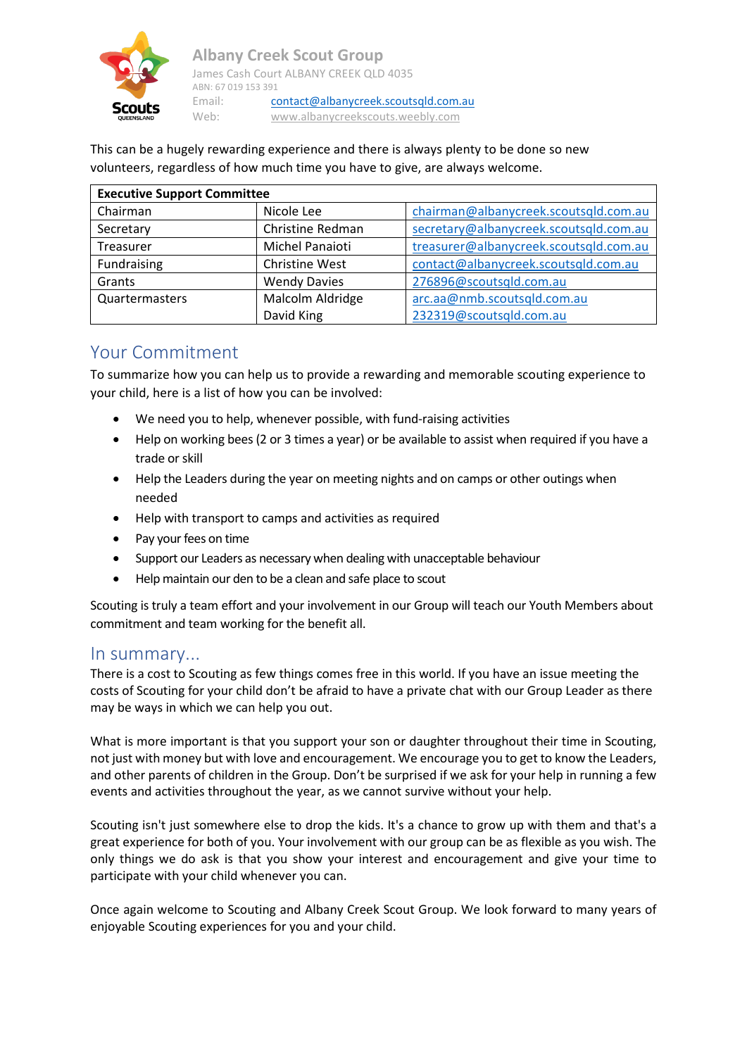Albany Creek Scout Group
James Cash Court ALBANY CREEK QLD 4035
ABN: 67 019 153 391
Email: contact@albanycreek.scoutsqld.com.au
Web: www.albanycreekscouts.weebly.com

This can be a hugely rewarding experience and there is always plenty to be done so new volunteers, regardless of how much time you have to give, are always welcome.

| **Executive Support Committee** | | |
|---|---|---|
| Chairman | Nicole Lee | chairman@albanycreek.scoutsqld.com.au |
| Secretary | Christine Redman | secretary@albanycreek.scoutsqld.com.au |
| Treasurer | Michel Panaioti | treasurer@albanycreek.scoutsqld.com.au |
| Fundraising | Christine West | contact@albanycreek.scoutsqld.com.au |
| Grants | Wendy Davies | 276896@scoutsqld.com.au |
| Quartermasters | Malcolm Aldridge<br>David King | arc.aa@nmb.scoutsqld.com.au<br>232319@scoutsqld.com.au |

## Your Commitment

To summarize how you can help us to provide a rewarding and memorable scouting experience to your child, here is a list of how you can be involved:

- We need you to help, whenever possible, with fund-raising activities
- Help on working bees (2 or 3 times a year) or be available to assist when required if you have a trade or skill
- Help the Leaders during the year on meeting nights and on camps or other outings when needed
- Help with transport to camps and activities as required
- Pay your fees on time
- Support our Leaders as necessary when dealing with unacceptable behaviour
- Help maintain our den to be a clean and safe place to scout

Scouting is truly a team effort and your involvement in our Group will teach our Youth Members about commitment and team working for the benefit all.

## In summary...

There is a cost to Scouting as few things comes free in this world. If you have an issue meeting the costs of Scouting for your child don't be afraid to have a private chat with our Group Leader as there may be ways in which we can help you out.

What is more important is that you support your son or daughter throughout their time in Scouting, not just with money but with love and encouragement. We encourage you to get to know the Leaders, and other parents of children in the Group. Don't be surprised if we ask for your help in running a few events and activities throughout the year, as we cannot survive without your help.

Scouting isn't just somewhere else to drop the kids. It's a chance to grow up with them and that's a great experience for both of you. Your involvement with our group can be as flexible as you wish. The only things we do ask is that you show your interest and encouragement and give your time to participate with your child whenever you can.

Once again welcome to Scouting and Albany Creek Scout Group. We look forward to many years of enjoyable Scouting experiences for you and your child.